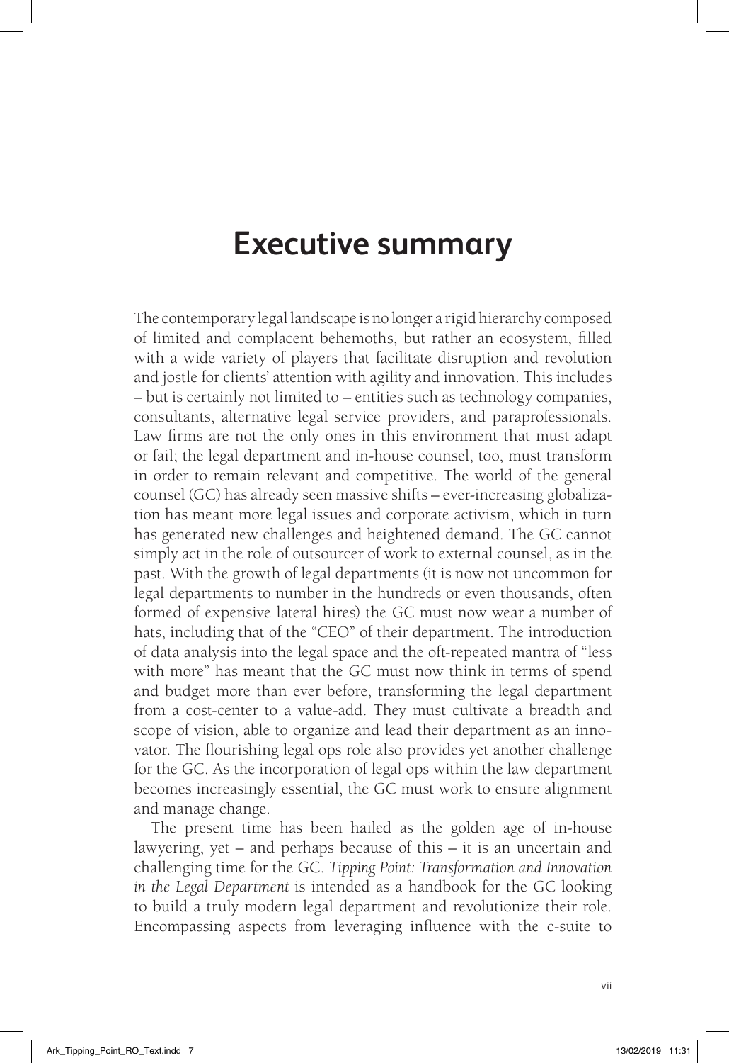# Executive summary

The contemporary legal landscape is no longer a rigid hierarchy composed of limited and complacent behemoths, but rather an ecosystem, filled with a wide variety of players that facilitate disruption and revolution and jostle for clients' attention with agility and innovation. This includes – but is certainly not limited to – entities such as technology companies, consultants, alternative legal service providers, and paraprofessionals. Law firms are not the only ones in this environment that must adapt or fail; the legal department and in-house counsel, too, must transform in order to remain relevant and competitive. The world of the general counsel (GC) has already seen massive shifts – ever-increasing globalization has meant more legal issues and corporate activism, which in turn has generated new challenges and heightened demand. The GC cannot simply act in the role of outsourcer of work to external counsel, as in the past. With the growth of legal departments (it is now not uncommon for legal departments to number in the hundreds or even thousands, often formed of expensive lateral hires) the GC must now wear a number of hats, including that of the "CEO" of their department. The introduction of data analysis into the legal space and the oft-repeated mantra of "less with more" has meant that the GC must now think in terms of spend and budget more than ever before, transforming the legal department from a cost-center to a value-add. They must cultivate a breadth and scope of vision, able to organize and lead their department as an innovator. The flourishing legal ops role also provides yet another challenge for the GC. As the incorporation of legal ops within the law department becomes increasingly essential, the GC must work to ensure alignment and manage change.

The present time has been hailed as the golden age of in-house lawyering, yet – and perhaps because of this – it is an uncertain and challenging time for the GC. *Tipping Point: Transformation and Innovation in the Legal Department* is intended as a handbook for the GC looking to build a truly modern legal department and revolutionize their role. Encompassing aspects from leveraging influence with the c-suite to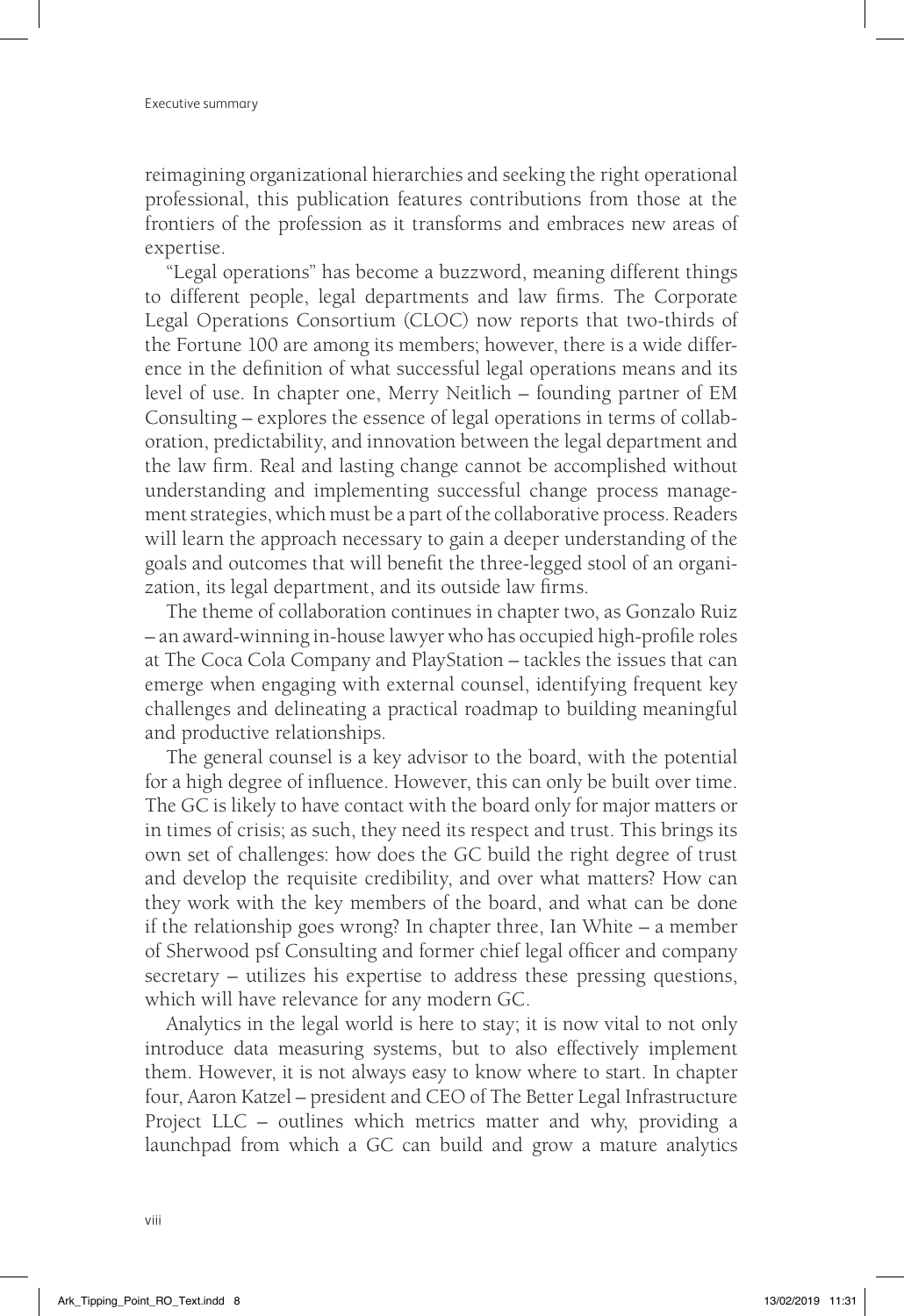reimagining organizational hierarchies and seeking the right operational professional, this publication features contributions from those at the frontiers of the profession as it transforms and embraces new areas of expertise.

"Legal operations" has become a buzzword, meaning different things to different people, legal departments and law firms. The Corporate Legal Operations Consortium (CLOC) now reports that two-thirds of the Fortune 100 are among its members; however, there is a wide difference in the definition of what successful legal operations means and its level of use. In chapter one, Merry Neitlich – founding partner of EM Consulting – explores the essence of legal operations in terms of collaboration, predictability, and innovation between the legal department and the law firm. Real and lasting change cannot be accomplished without understanding and implementing successful change process management strategies, which must be a part of the collaborative process. Readers will learn the approach necessary to gain a deeper understanding of the goals and outcomes that will benefit the three-legged stool of an organization, its legal department, and its outside law firms.

The theme of collaboration continues in chapter two, as Gonzalo Ruiz – an award-winning in-house lawyer who has occupied high-profile roles at The Coca Cola Company and PlayStation – tackles the issues that can emerge when engaging with external counsel, identifying frequent key challenges and delineating a practical roadmap to building meaningful and productive relationships.

The general counsel is a key advisor to the board, with the potential for a high degree of influence. However, this can only be built over time. The GC is likely to have contact with the board only for major matters or in times of crisis; as such, they need its respect and trust. This brings its own set of challenges: how does the GC build the right degree of trust and develop the requisite credibility, and over what matters? How can they work with the key members of the board, and what can be done if the relationship goes wrong? In chapter three, Ian White – a member of Sherwood psf Consulting and former chief legal officer and company secretary – utilizes his expertise to address these pressing questions, which will have relevance for any modern GC.

Analytics in the legal world is here to stay; it is now vital to not only introduce data measuring systems, but to also effectively implement them. However, it is not always easy to know where to start. In chapter four, Aaron Katzel – president and CEO of The Better Legal Infrastructure Project LLC – outlines which metrics matter and why, providing a launchpad from which a GC can build and grow a mature analytics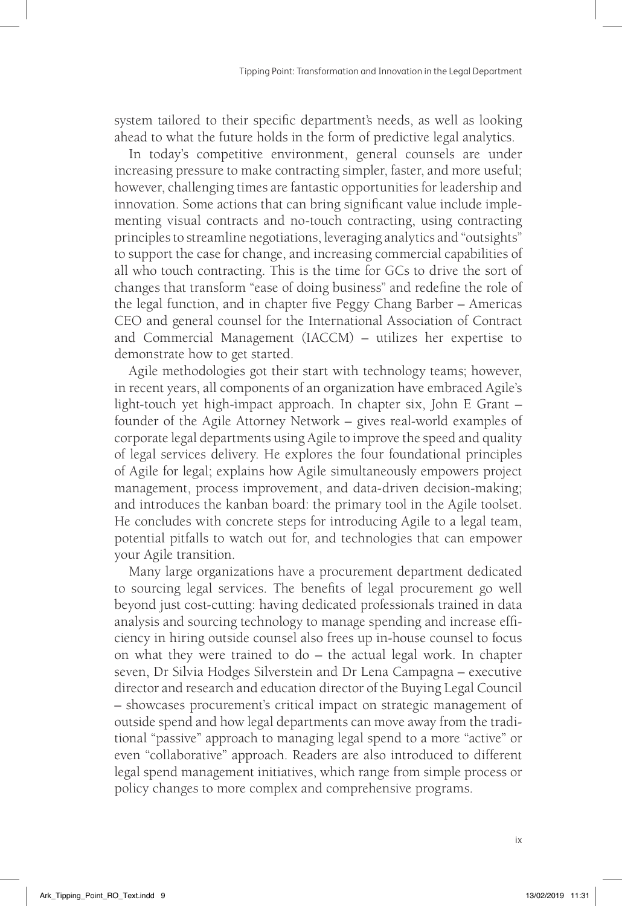system tailored to their specific department's needs, as well as looking ahead to what the future holds in the form of predictive legal analytics.

In today's competitive environment, general counsels are under increasing pressure to make contracting simpler, faster, and more useful; however, challenging times are fantastic opportunities for leadership and innovation. Some actions that can bring significant value include implementing visual contracts and no-touch contracting, using contracting principles to streamline negotiations, leveraging analytics and "outsights" to support the case for change, and increasing commercial capabilities of all who touch contracting. This is the time for GCs to drive the sort of changes that transform "ease of doing business" and redefine the role of the legal function, and in chapter five Peggy Chang Barber – Americas CEO and general counsel for the International Association of Contract and Commercial Management (IACCM) – utilizes her expertise to demonstrate how to get started.

Agile methodologies got their start with technology teams; however, in recent years, all components of an organization have embraced Agile's light-touch yet high-impact approach. In chapter six, John E Grant – founder of the Agile Attorney Network – gives real-world examples of corporate legal departments using Agile to improve the speed and quality of legal services delivery. He explores the four foundational principles of Agile for legal; explains how Agile simultaneously empowers project management, process improvement, and data-driven decision-making; and introduces the kanban board: the primary tool in the Agile toolset. He concludes with concrete steps for introducing Agile to a legal team, potential pitfalls to watch out for, and technologies that can empower your Agile transition.

Many large organizations have a procurement department dedicated to sourcing legal services. The benefits of legal procurement go well beyond just cost-cutting: having dedicated professionals trained in data analysis and sourcing technology to manage spending and increase efficiency in hiring outside counsel also frees up in-house counsel to focus on what they were trained to do – the actual legal work. In chapter seven, Dr Silvia Hodges Silverstein and Dr Lena Campagna – executive director and research and education director of the Buying Legal Council – showcases procurement's critical impact on strategic management of outside spend and how legal departments can move away from the traditional "passive" approach to managing legal spend to a more "active" or even "collaborative" approach. Readers are also introduced to different legal spend management initiatives, which range from simple process or policy changes to more complex and comprehensive programs.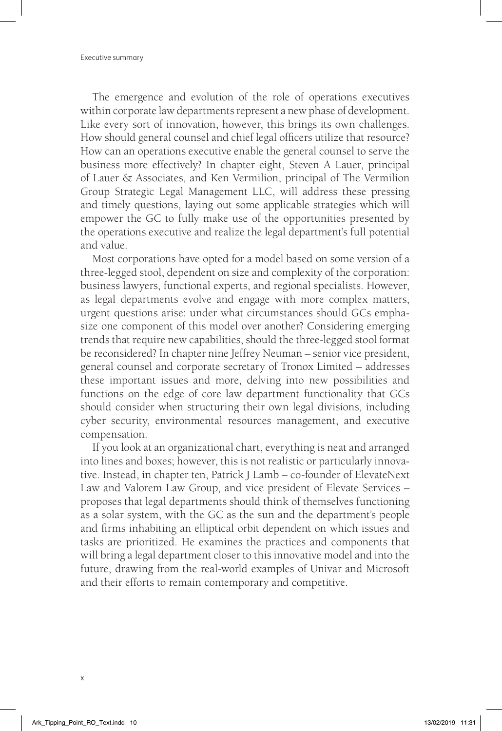The emergence and evolution of the role of operations executives within corporate law departments represent a new phase of development. Like every sort of innovation, however, this brings its own challenges. How should general counsel and chief legal officers utilize that resource? How can an operations executive enable the general counsel to serve the business more effectively? In chapter eight, Steven A Lauer, principal of Lauer & Associates, and Ken Vermilion, principal of The Vermilion Group Strategic Legal Management LLC, will address these pressing and timely questions, laying out some applicable strategies which will empower the GC to fully make use of the opportunities presented by the operations executive and realize the legal department's full potential and value.

Most corporations have opted for a model based on some version of a three-legged stool, dependent on size and complexity of the corporation: business lawyers, functional experts, and regional specialists. However, as legal departments evolve and engage with more complex matters, urgent questions arise: under what circumstances should GCs emphasize one component of this model over another? Considering emerging trends that require new capabilities, should the three-legged stool format be reconsidered? In chapter nine Jeffrey Neuman – senior vice president, general counsel and corporate secretary of Tronox Limited – addresses these important issues and more, delving into new possibilities and functions on the edge of core law department functionality that GCs should consider when structuring their own legal divisions, including cyber security, environmental resources management, and executive compensation.

If you look at an organizational chart, everything is neat and arranged into lines and boxes; however, this is not realistic or particularly innovative. Instead, in chapter ten, Patrick J Lamb – co-founder of ElevateNext Law and Valorem Law Group, and vice president of Elevate Services – proposes that legal departments should think of themselves functioning as a solar system, with the GC as the sun and the department's people and firms inhabiting an elliptical orbit dependent on which issues and tasks are prioritized. He examines the practices and components that will bring a legal department closer to this innovative model and into the future, drawing from the real-world examples of Univar and Microsoft and their efforts to remain contemporary and competitive.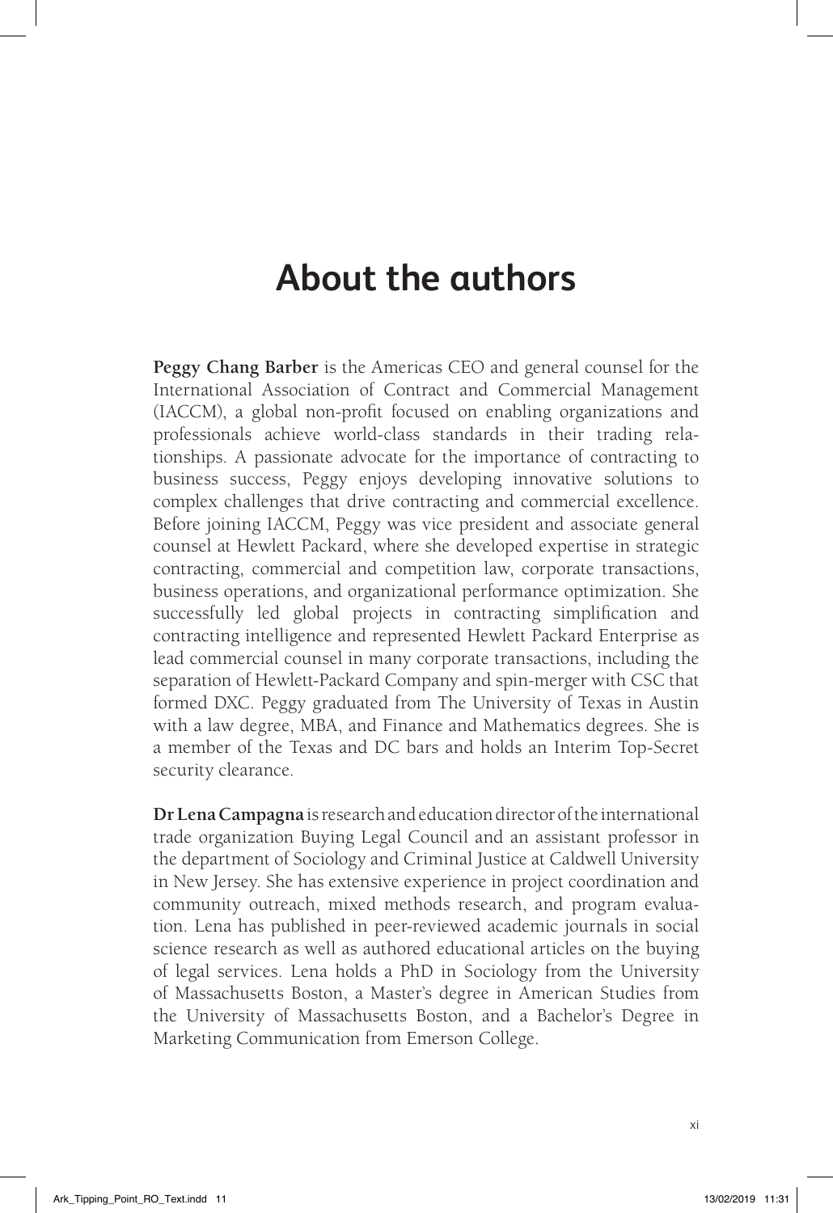# About the authors

**Peggy Chang Barber** is the Americas CEO and general counsel for the International Association of Contract and Commercial Management (IACCM), a global non-profit focused on enabling organizations and professionals achieve world-class standards in their trading relationships. A passionate advocate for the importance of contracting to business success, Peggy enjoys developing innovative solutions to complex challenges that drive contracting and commercial excellence. Before joining IACCM, Peggy was vice president and associate general counsel at Hewlett Packard, where she developed expertise in strategic contracting, commercial and competition law, corporate transactions, business operations, and organizational performance optimization. She successfully led global projects in contracting simplification and contracting intelligence and represented Hewlett Packard Enterprise as lead commercial counsel in many corporate transactions, including the separation of Hewlett-Packard Company and spin-merger with CSC that formed DXC. Peggy graduated from The University of Texas in Austin with a law degree, MBA, and Finance and Mathematics degrees. She is a member of the Texas and DC bars and holds an Interim Top-Secret security clearance.

**Dr Lena Campagna** is research and education director of the international trade organization Buying Legal Council and an assistant professor in the department of Sociology and Criminal Justice at Caldwell University in New Jersey. She has extensive experience in project coordination and community outreach, mixed methods research, and program evaluation. Lena has published in peer-reviewed academic journals in social science research as well as authored educational articles on the buying of legal services. Lena holds a PhD in Sociology from the University of Massachusetts Boston, a Master's degree in American Studies from the University of Massachusetts Boston, and a Bachelor's Degree in Marketing Communication from Emerson College.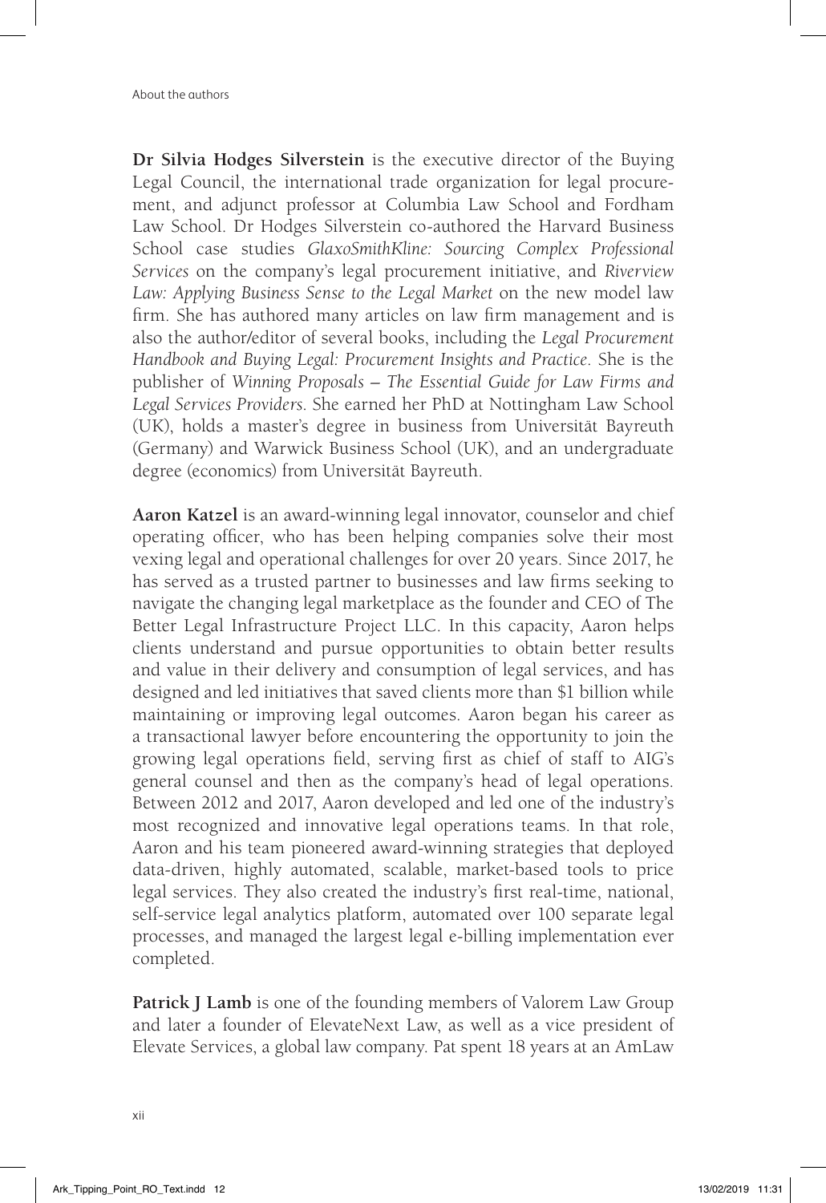**Dr Silvia Hodges Silverstein** is the executive director of the Buying Legal Council, the international trade organization for legal procurement, and adjunct professor at Columbia Law School and Fordham Law School. Dr Hodges Silverstein co-authored the Harvard Business School case studies *GlaxoSmithKline: Sourcing Complex Professional Services* on the company's legal procurement initiative, and *Riverview Law: Applying Business Sense to the Legal Market* on the new model law firm. She has authored many articles on law firm management and is also the author/editor of several books, including the *Legal Procurement Handbook and Buying Legal: Procurement Insights and Practice*. She is the publisher of *Winning Proposals – The Essential Guide for Law Firms and Legal Services Providers*. She earned her PhD at Nottingham Law School (UK), holds a master's degree in business from Universität Bayreuth (Germany) and Warwick Business School (UK), and an undergraduate degree (economics) from Universität Bayreuth.

**Aaron Katzel** is an award-winning legal innovator, counselor and chief operating officer, who has been helping companies solve their most vexing legal and operational challenges for over 20 years. Since 2017, he has served as a trusted partner to businesses and law firms seeking to navigate the changing legal marketplace as the founder and CEO of The Better Legal Infrastructure Project LLC. In this capacity, Aaron helps clients understand and pursue opportunities to obtain better results and value in their delivery and consumption of legal services, and has designed and led initiatives that saved clients more than $1 billion while maintaining or improving legal outcomes. Aaron began his career as a transactional lawyer before encountering the opportunity to join the growing legal operations field, serving first as chief of staff to AIG's general counsel and then as the company's head of legal operations. Between 2012 and 2017, Aaron developed and led one of the industry's most recognized and innovative legal operations teams. In that role, Aaron and his team pioneered award-winning strategies that deployed data-driven, highly automated, scalable, market-based tools to price legal services. They also created the industry's first real-time, national, self-service legal analytics platform, automated over 100 separate legal processes, and managed the largest legal e-billing implementation ever completed.

**Patrick J Lamb** is one of the founding members of Valorem Law Group and later a founder of ElevateNext Law, as well as a vice president of Elevate Services, a global law company. Pat spent 18 years at an AmLaw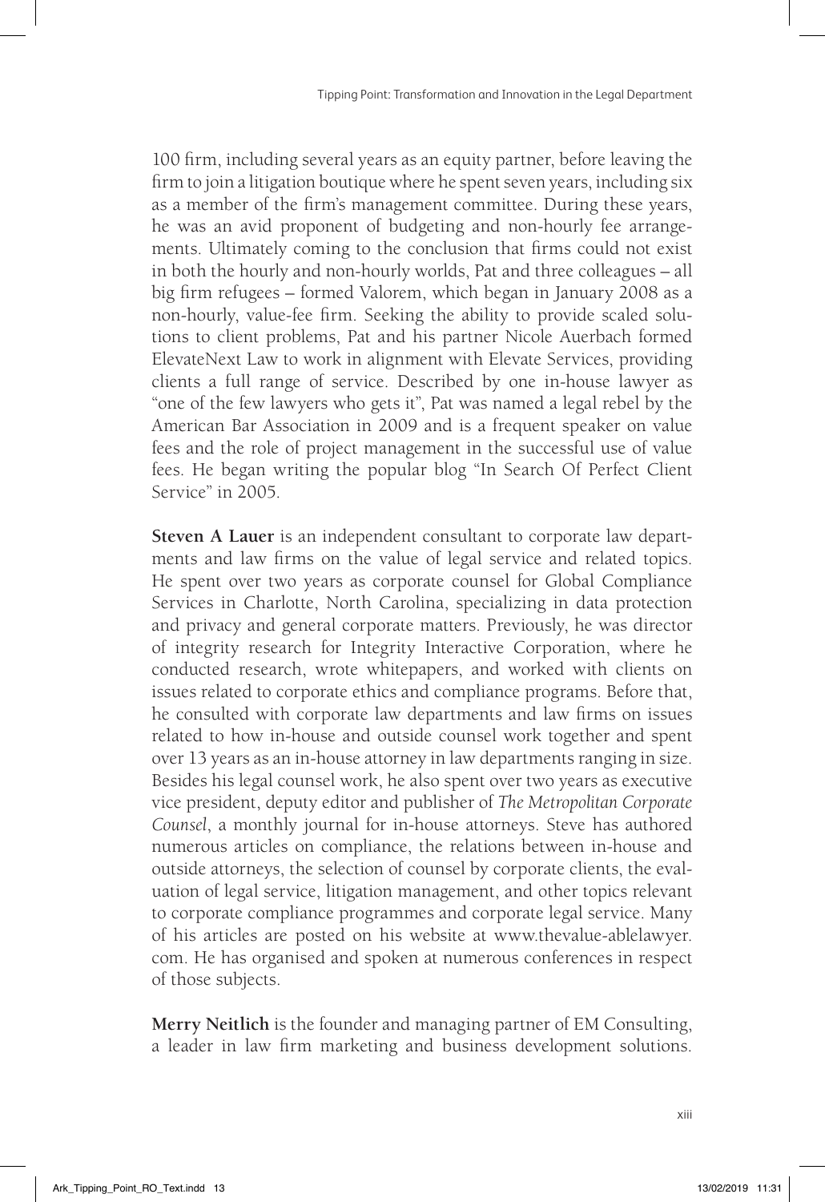100 firm, including several years as an equity partner, before leaving the firm to join a litigation boutique where he spent seven years, including six as a member of the firm's management committee. During these years, he was an avid proponent of budgeting and non-hourly fee arrangements. Ultimately coming to the conclusion that firms could not exist in both the hourly and non-hourly worlds, Pat and three colleagues – all big firm refugees – formed Valorem, which began in January 2008 as a non-hourly, value-fee firm. Seeking the ability to provide scaled solutions to client problems, Pat and his partner Nicole Auerbach formed ElevateNext Law to work in alignment with Elevate Services, providing clients a full range of service. Described by one in-house lawyer as "one of the few lawyers who gets it", Pat was named a legal rebel by the American Bar Association in 2009 and is a frequent speaker on value fees and the role of project management in the successful use of value fees. He began writing the popular blog "In Search Of Perfect Client Service" in 2005.

**Steven A Lauer** is an independent consultant to corporate law departments and law firms on the value of legal service and related topics. He spent over two years as corporate counsel for Global Compliance Services in Charlotte, North Carolina, specializing in data protection and privacy and general corporate matters. Previously, he was director of integrity research for Integrity Interactive Corporation, where he conducted research, wrote whitepapers, and worked with clients on issues related to corporate ethics and compliance programs. Before that, he consulted with corporate law departments and law firms on issues related to how in-house and outside counsel work together and spent over 13 years as an in-house attorney in law departments ranging in size. Besides his legal counsel work, he also spent over two years as executive vice president, deputy editor and publisher of *The Metropolitan Corporate Counsel*, a monthly journal for in-house attorneys. Steve has authored numerous articles on compliance, the relations between in-house and outside attorneys, the selection of counsel by corporate clients, the evaluation of legal service, litigation management, and other topics relevant to corporate compliance programmes and corporate legal service. Many of his articles are posted on his website at www.thevalue-ablelawyer.com. He has organised and spoken at numerous conferences in respect of those subjects.

**Merry Neitlich** is the founder and managing partner of EM Consulting, a leader in law firm marketing and business development solutions.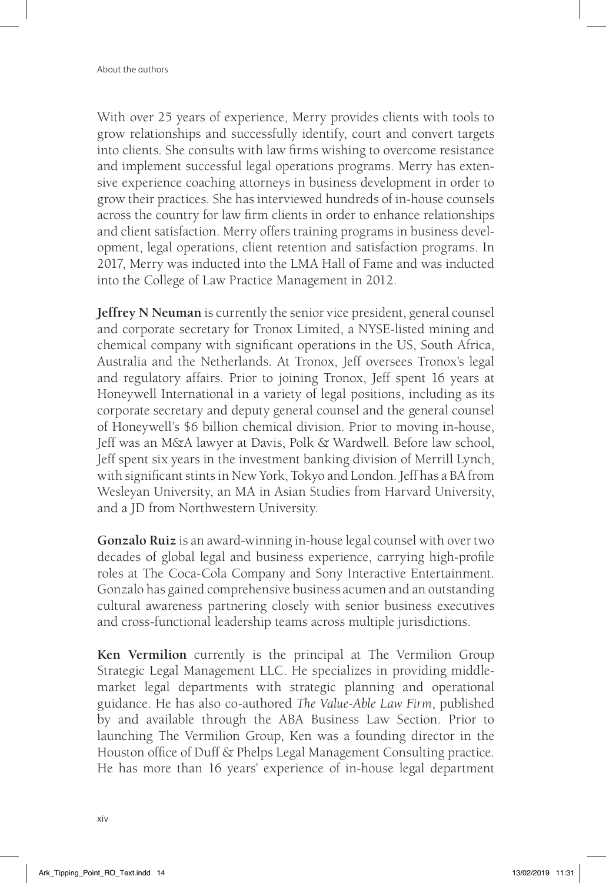With over 25 years of experience, Merry provides clients with tools to grow relationships and successfully identify, court and convert targets into clients. She consults with law firms wishing to overcome resistance and implement successful legal operations programs. Merry has extensive experience coaching attorneys in business development in order to grow their practices. She has interviewed hundreds of in-house counsels across the country for law firm clients in order to enhance relationships and client satisfaction. Merry offers training programs in business development, legal operations, client retention and satisfaction programs. In 2017, Merry was inducted into the LMA Hall of Fame and was inducted into the College of Law Practice Management in 2012.

**Jeffrey N Neuman** is currently the senior vice president, general counsel and corporate secretary for Tronox Limited, a NYSE-listed mining and chemical company with significant operations in the US, South Africa, Australia and the Netherlands. At Tronox, Jeff oversees Tronox's legal and regulatory affairs. Prior to joining Tronox, Jeff spent 16 years at Honeywell International in a variety of legal positions, including as its corporate secretary and deputy general counsel and the general counsel of Honeywell's $6 billion chemical division. Prior to moving in-house, Jeff was an M&A lawyer at Davis, Polk & Wardwell. Before law school, Jeff spent six years in the investment banking division of Merrill Lynch, with significant stints in New York, Tokyo and London. Jeff has a BA from Wesleyan University, an MA in Asian Studies from Harvard University, and a JD from Northwestern University.

**Gonzalo Ruiz** is an award-winning in-house legal counsel with over two decades of global legal and business experience, carrying high-profile roles at The Coca-Cola Company and Sony Interactive Entertainment. Gonzalo has gained comprehensive business acumen and an outstanding cultural awareness partnering closely with senior business executives and cross-functional leadership teams across multiple jurisdictions.

**Ken Vermilion** currently is the principal at The Vermilion Group Strategic Legal Management LLC. He specializes in providing middle-market legal departments with strategic planning and operational guidance. He has also co-authored *The Value-Able Law Firm*, published by and available through the ABA Business Law Section. Prior to launching The Vermilion Group, Ken was a founding director in the Houston office of Duff & Phelps Legal Management Consulting practice. He has more than 16 years' experience of in-house legal department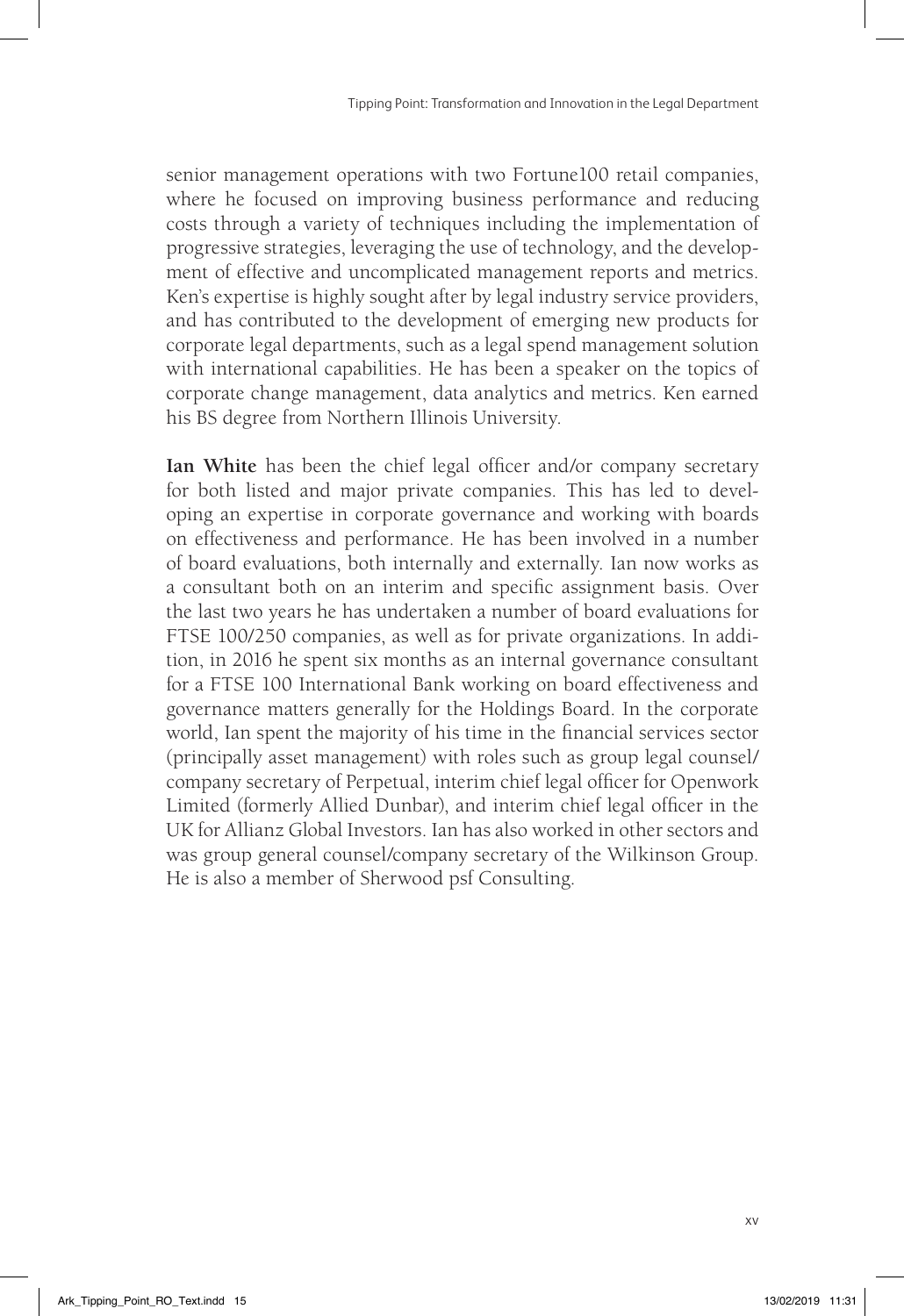senior management operations with two Fortune100 retail companies, where he focused on improving business performance and reducing costs through a variety of techniques including the implementation of progressive strategies, leveraging the use of technology, and the development of effective and uncomplicated management reports and metrics. Ken's expertise is highly sought after by legal industry service providers, and has contributed to the development of emerging new products for corporate legal departments, such as a legal spend management solution with international capabilities. He has been a speaker on the topics of corporate change management, data analytics and metrics. Ken earned his BS degree from Northern Illinois University.

**Ian White** has been the chief legal officer and/or company secretary for both listed and major private companies. This has led to developing an expertise in corporate governance and working with boards on effectiveness and performance. He has been involved in a number of board evaluations, both internally and externally. Ian now works as a consultant both on an interim and specific assignment basis. Over the last two years he has undertaken a number of board evaluations for FTSE 100/250 companies, as well as for private organizations. In addition, in 2016 he spent six months as an internal governance consultant for a FTSE 100 International Bank working on board effectiveness and governance matters generally for the Holdings Board. In the corporate world, Ian spent the majority of his time in the financial services sector (principally asset management) with roles such as group legal counsel/company secretary of Perpetual, interim chief legal officer for Openwork Limited (formerly Allied Dunbar), and interim chief legal officer in the UK for Allianz Global Investors. Ian has also worked in other sectors and was group general counsel/company secretary of the Wilkinson Group. He is also a member of Sherwood psf Consulting.